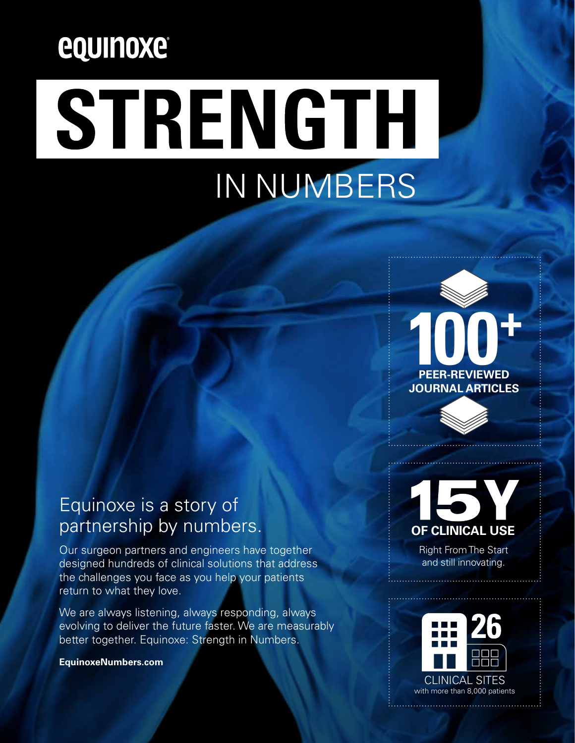equinoxe

# STRENGTH

## IN NUMBERS

**100+**
**PEER-REVIEWED JOURNAL ARTICLES**

**15Y**
**OF CLINICAL USE**

Right From The Start and still innovating.

**26**
CLINICAL SITES
with more than 8,000 patients

## Equinoxe is a story of partnership by numbers.

Our surgeon partners and engineers have together designed hundreds of clinical solutions that address the challenges you face as you help your patients return to what they love.

We are always listening, always responding, always evolving to deliver the future faster. We are measurably better together. Equinoxe: Strength in Numbers.

**EquinoxeNumbers.com**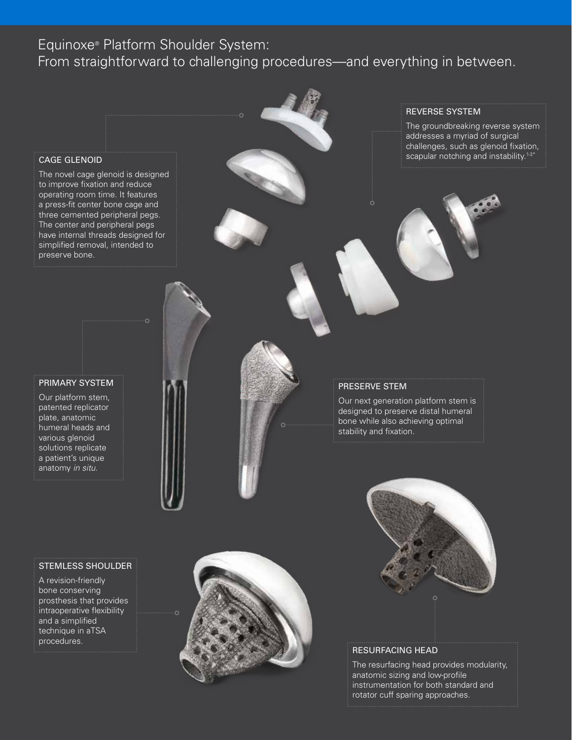# Equinoxe® Platform Shoulder System: From straightforward to challenging procedures—and everything in between.

### CAGE GLENOID

The novel cage glenoid is designed to improve fixation and reduce operating room time. It features a press-fit center bone cage and three cemented peripheral pegs. The center and peripheral pegs have internal threads designed for simplified removal, intended to preserve bone.

### REVERSE SYSTEM

The groundbreaking reverse system addresses a myriad of surgical challenges, such as glenoid fixation, scapular notching and instability.[1-3*]

### PRIMARY SYSTEM

Our platform stem, patented replicator plate, anatomic humeral heads and various glenoid solutions replicate a patient's unique anatomy *in situ*.

### PRESERVE STEM

Our next generation platform stem is designed to preserve distal humeral bone while also achieving optimal stability and fixation.

### STEMLESS SHOULDER

A revision-friendly bone conserving prosthesis that provides intraoperative flexibility and a simplified technique in aTSA procedures.

### RESURFACING HEAD

The resurfacing head provides modularity, anatomic sizing and low-profile instrumentation for both standard and rotator cuff sparing approaches.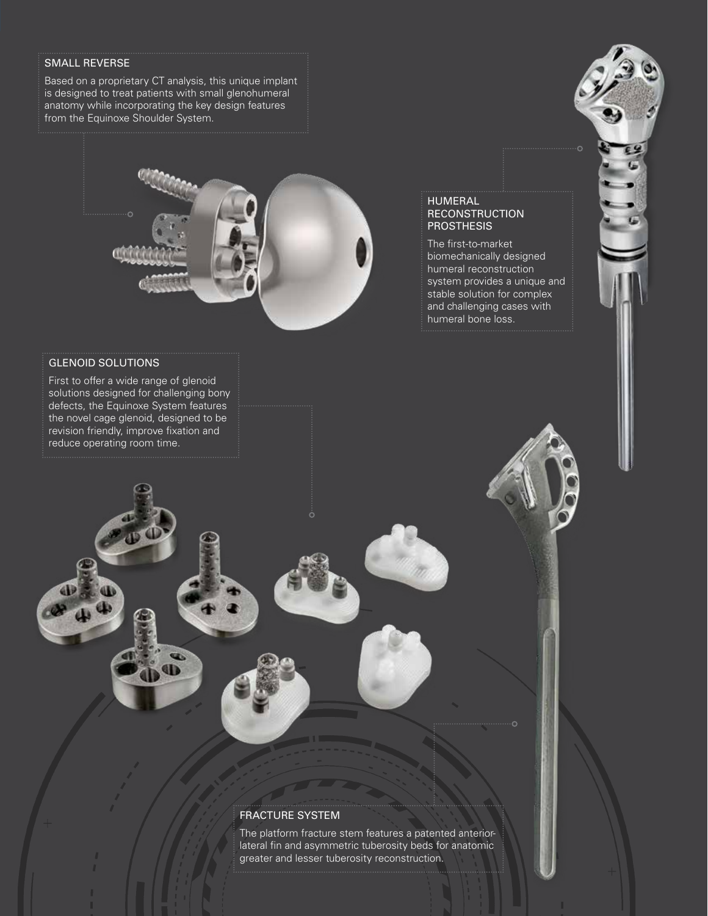## SMALL REVERSE

Based on a proprietary CT analysis, this unique implant is designed to treat patients with small glenohumeral anatomy while incorporating the key design features from the Equinoxe Shoulder System.

## HUMERAL RECONSTRUCTION PROSTHESIS

The first-to-market biomechanically designed humeral reconstruction system provides a unique and stable solution for complex and challenging cases with humeral bone loss.

## GLENOID SOLUTIONS

First to offer a wide range of glenoid solutions designed for challenging bony defects, the Equinoxe System features the novel cage glenoid, designed to be revision friendly, improve fixation and reduce operating room time.

## FRACTURE SYSTEM

The platform fracture stem features a patented anterior-lateral fin and asymmetric tuberosity beds for anatomic greater and lesser tuberosity reconstruction.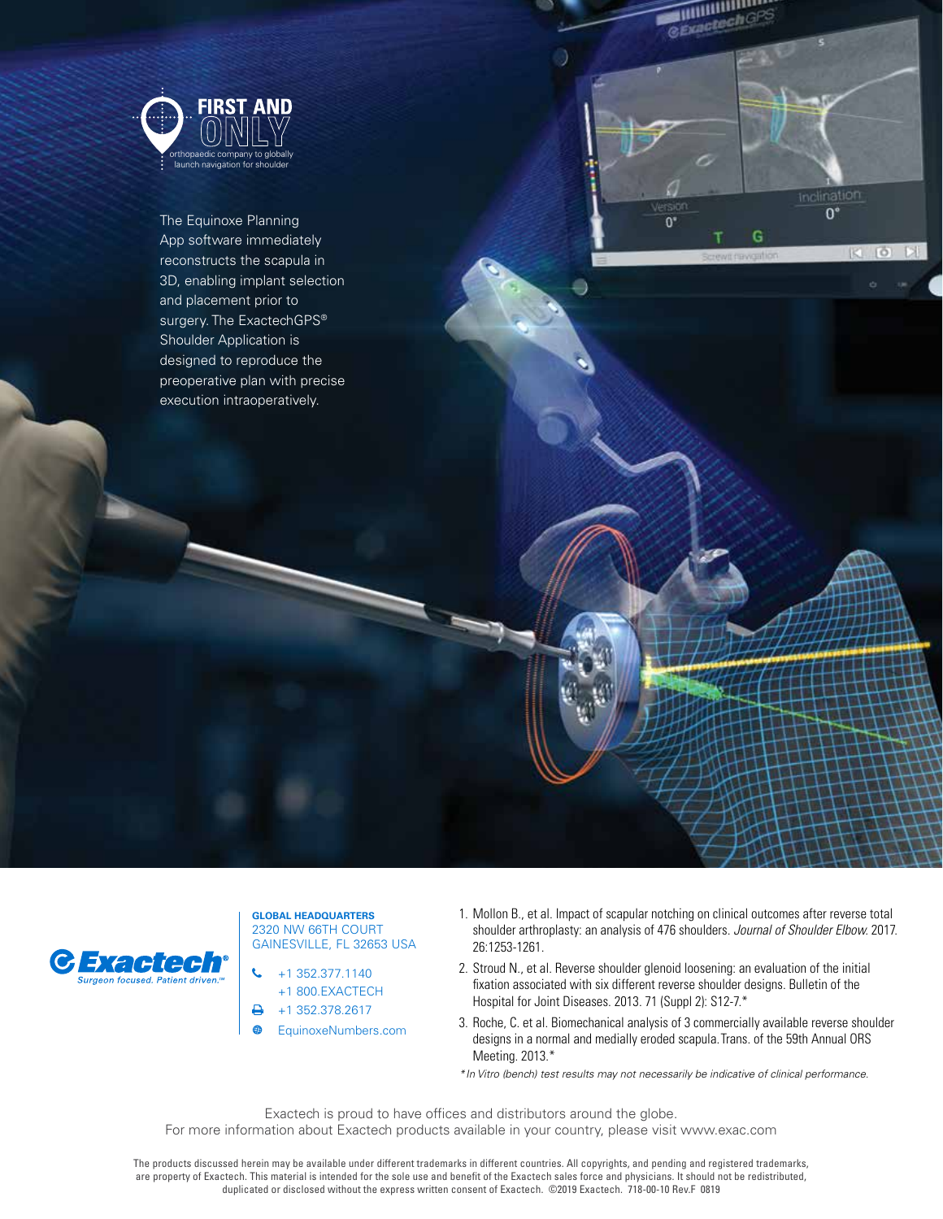**FIRST AND ONLY**

orthopaedic company to globally launch navigation for shoulder

The Equinoxe Planning App software immediately reconstructs the scapula in 3D, enabling implant selection and placement prior to surgery. The ExactechGPS® Shoulder Application is designed to reproduce the preoperative plan with precise execution intraoperatively.

Exactech®
Surgeon focused. Patient driven.™

**GLOBAL HEADQUARTERS**
2320 NW 66TH COURT
GAINESVILLE, FL 32653 USA

+1 352.377.1140
+1 800.EXACTECH
+1 352.378.2617
EquinoxeNumbers.com

1. Mollon B., et al. Impact of scapular notching on clinical outcomes after reverse total shoulder arthroplasty: an analysis of 476 shoulders. *Journal of Shoulder Elbow.* 2017. 26:1253-1261.
2. Stroud N., et al. Reverse shoulder glenoid loosening: an evaluation of the initial fixation associated with six different reverse shoulder designs. Bulletin of the Hospital for Joint Diseases. 2013. 71 (Suppl 2): S12-7.*
3. Roche, C. et al. Biomechanical analysis of 3 commercially available reverse shoulder designs in a normal and medially eroded scapula. Trans. of the 59th Annual ORS Meeting. 2013.*

*\*In Vitro (bench) test results may not necessarily be indicative of clinical performance.*

Exactech is proud to have offices and distributors around the globe.
For more information about Exactech products available in your country, please visit www.exac.com

The products discussed herein may be available under different trademarks in different countries. All copyrights, and pending and registered trademarks, are property of Exactech. This material is intended for the sole use and benefit of the Exactech sales force and physicians. It should not be redistributed, duplicated or disclosed without the express written consent of Exactech. ©2019 Exactech. 718-00-10 Rev.F 0819